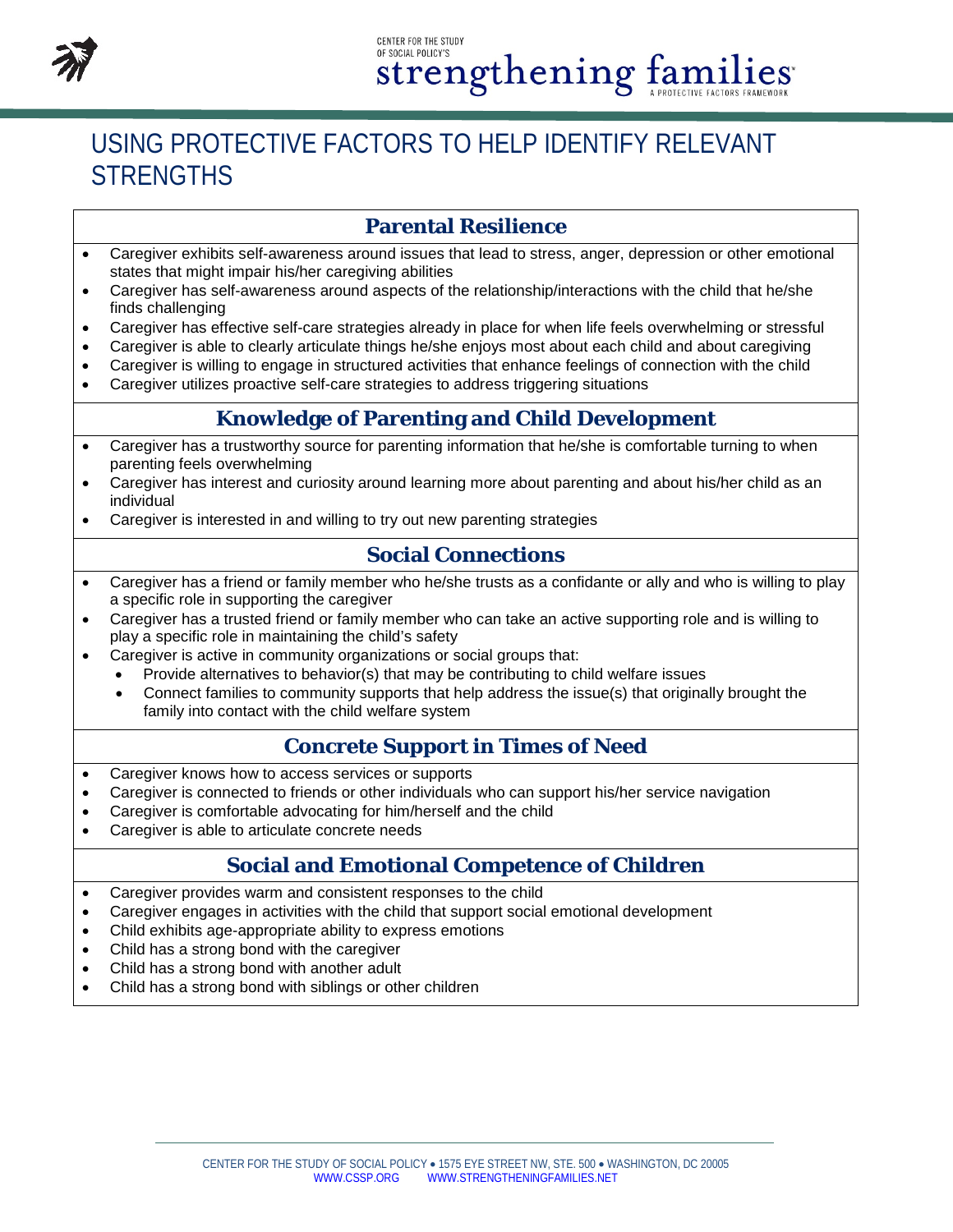# USING PROTECTIVE FACTORS TO HELP IDENTIFY RELEVANT STRENGTHS

## Parental Resilience

- Caregiver exhibits self-awareness around issues that lead to stress, anger, depression or other emotional states that might impair his/her caregiving abilities
- Caregiver has self-awareness around aspects of the relationship/interactions with the child that he/she finds challenging
- Caregiver has effective self-care strategies already in place for when life feels overwhelming or stressful
- Caregiver is able to clearly articulate things he/she enjoys most about each child and about caregiving
- Caregiver is willing to engage in structured activities that enhance feelings of connection with the child
- Caregiver utilizes proactive self-care strategies to address triggering situations

## Knowledge of Parenting and Child Development

- Caregiver has a trustworthy source for parenting information that he/she is comfortable turning to when parenting feels overwhelming
- Caregiver has interest and curiosity around learning more about parenting and about his/her child as an individual
- Caregiver is interested in and willing to try out new parenting strategies

## Social Connections

- Caregiver has a friend or family member who he/she trusts as a confidante or ally and who is willing to play a specific role in supporting the caregiver
- Caregiver has a trusted friend or family member who can take an active supporting role and is willing to play a specific role in maintaining the child's safety
- Caregiver is active in community organizations or social groups that:
  - Provide alternatives to behavior(s) that may be contributing to child welfare issues
  - Connect families to community supports that help address the issue(s) that originally brought the family into contact with the child welfare system

## Concrete Support in Times of Need

- Caregiver knows how to access services or supports
- Caregiver is connected to friends or other individuals who can support his/her service navigation
- Caregiver is comfortable advocating for him/herself and the child
- Caregiver is able to articulate concrete needs

## Social and Emotional Competence of Children

- Caregiver provides warm and consistent responses to the child
- Caregiver engages in activities with the child that support social emotional development
- Child exhibits age-appropriate ability to express emotions
- Child has a strong bond with the caregiver
- Child has a strong bond with another adult
- Child has a strong bond with siblings or other children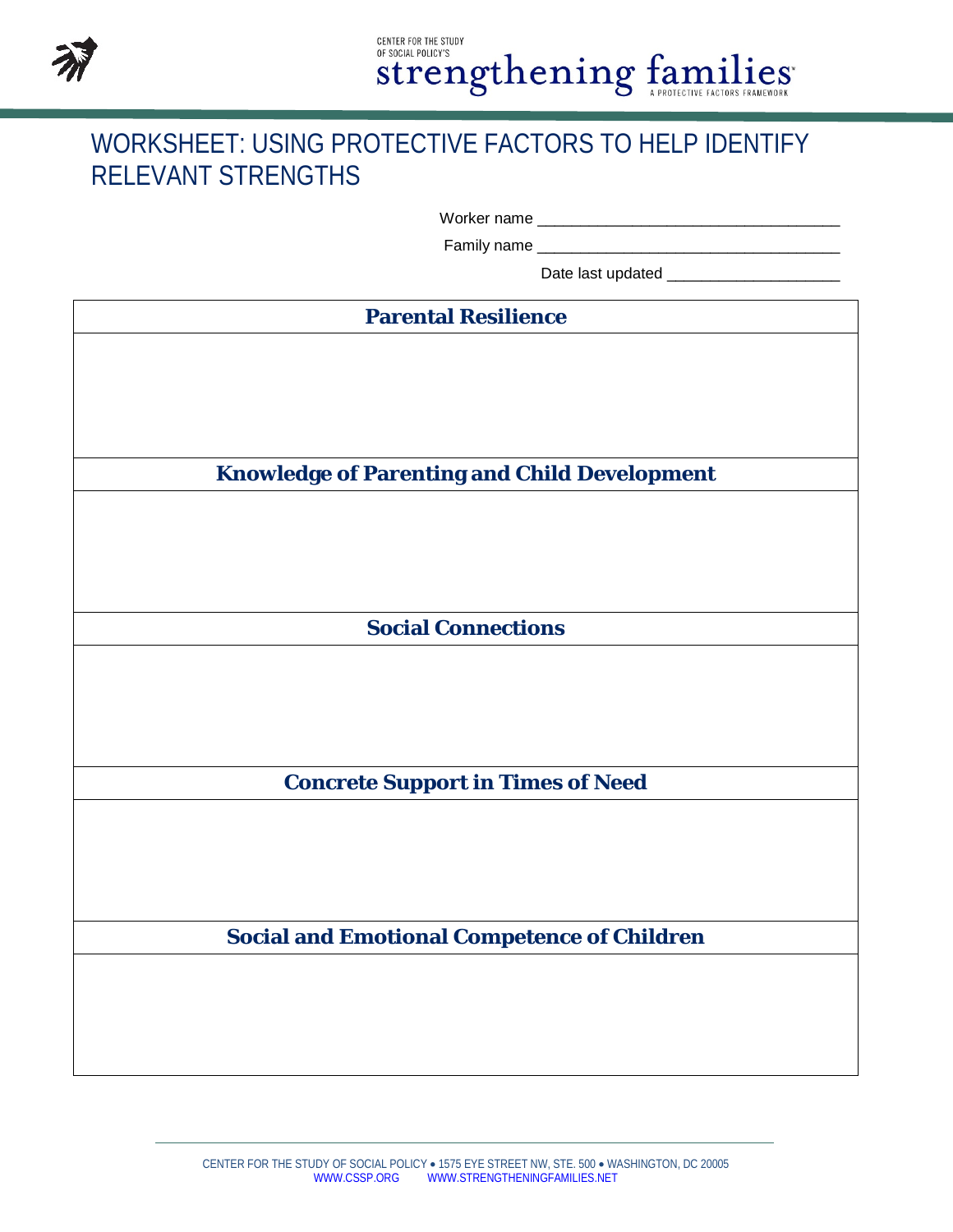CENTER FOR THE STUDY OF SOCIAL POLICY'S

strengthening families

A PROTECTIVE FACTORS FRAMEWORK

# WORKSHEET: USING PROTECTIVE FACTORS TO HELP IDENTIFY RELEVANT STRENGTHS

Worker name ___________________________________

Family name ___________________________________

Date last updated ___________________

| Parental Resilience |
| --- |
| |
| **Knowledge of Parenting and Child Development** |
| |
| **Social Connections** |
| |
| **Concrete Support in Times of Need** |
| |
| **Social and Emotional Competence of Children** |
| |

CENTER FOR THE STUDY OF SOCIAL POLICY • 1575 EYE STREET NW, STE. 500 • WASHINGTON, DC 20005
WWW.CSSP.ORG    WWW.STRENGTHENINGFAMILIES.NET